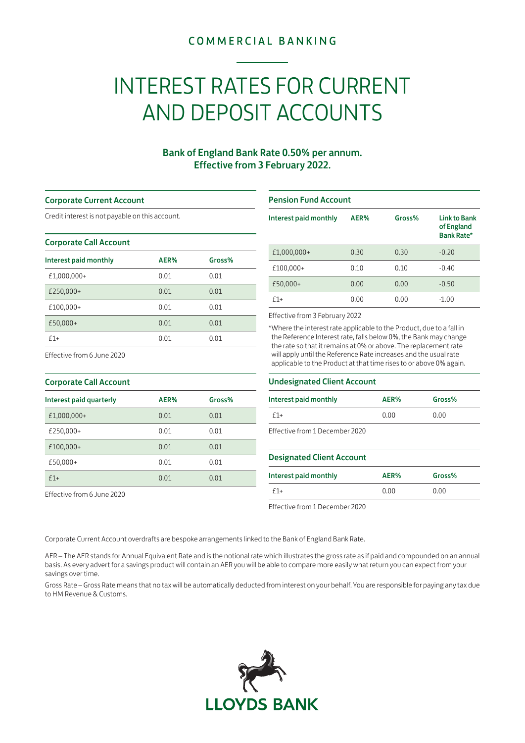COMMERCIAL BANKING

# INTEREST RATES FOR CURRENT AND DEPOSIT ACCOUNTS

**Bank of England Bank Rate 0.50% per annum.**
**Effective from 3 February 2022.**

## Corporate Current Account

Credit interest is not payable on this account.

## Corporate Call Account

| Interest paid monthly | AER% | Gross% |
|---|---|---|
| £1,000,000+ | 0.01 | 0.01 |
| £250,000+ | 0.01 | 0.01 |
| £100,000+ | 0.01 | 0.01 |
| £50,000+ | 0.01 | 0.01 |
| £1+ | 0.01 | 0.01 |

Effective from 6 June 2020

## Corporate Call Account

| Interest paid quarterly | AER% | Gross% |
|---|---|---|
| £1,000,000+ | 0.01 | 0.01 |
| £250,000+ | 0.01 | 0.01 |
| £100,000+ | 0.01 | 0.01 |
| £50,000+ | 0.01 | 0.01 |
| £1+ | 0.01 | 0.01 |

Effective from 6 June 2020

## Pension Fund Account

| Interest paid monthly | AER% | Gross% | Link to Bank of England Bank Rate* |
|---|---|---|---|
| £1,000,000+ | 0.30 | 0.30 | -0.20 |
| £100,000+ | 0.10 | 0.10 | -0.40 |
| £50,000+ | 0.00 | 0.00 | -0.50 |
| £1+ | 0.00 | 0.00 | -1.00 |

Effective from 3 February 2022

*Where the interest rate applicable to the Product, due to a fall in the Reference Interest rate, falls below 0%, the Bank may change the rate so that it remains at 0% or above. The replacement rate will apply until the Reference Rate increases and the usual rate applicable to the Product at that time rises to or above 0% again.

## Undesignated Client Account

| Interest paid monthly | AER% | Gross% |
|---|---|---|
| £1+ | 0.00 | 0.00 |

Effective from 1 December 2020

## Designated Client Account

| Interest paid monthly | AER% | Gross% |
|---|---|---|
| £1+ | 0.00 | 0.00 |

Effective from 1 December 2020

Corporate Current Account overdrafts are bespoke arrangements linked to the Bank of England Bank Rate.

AER – The AER stands for Annual Equivalent Rate and is the notional rate which illustrates the gross rate as if paid and compounded on an annual basis. As every advert for a savings product will contain an AER you will be able to compare more easily what return you can expect from your savings over time.

Gross Rate – Gross Rate means that no tax will be automatically deducted from interest on your behalf. You are responsible for paying any tax due to HM Revenue & Customs.

LLOYDS BANK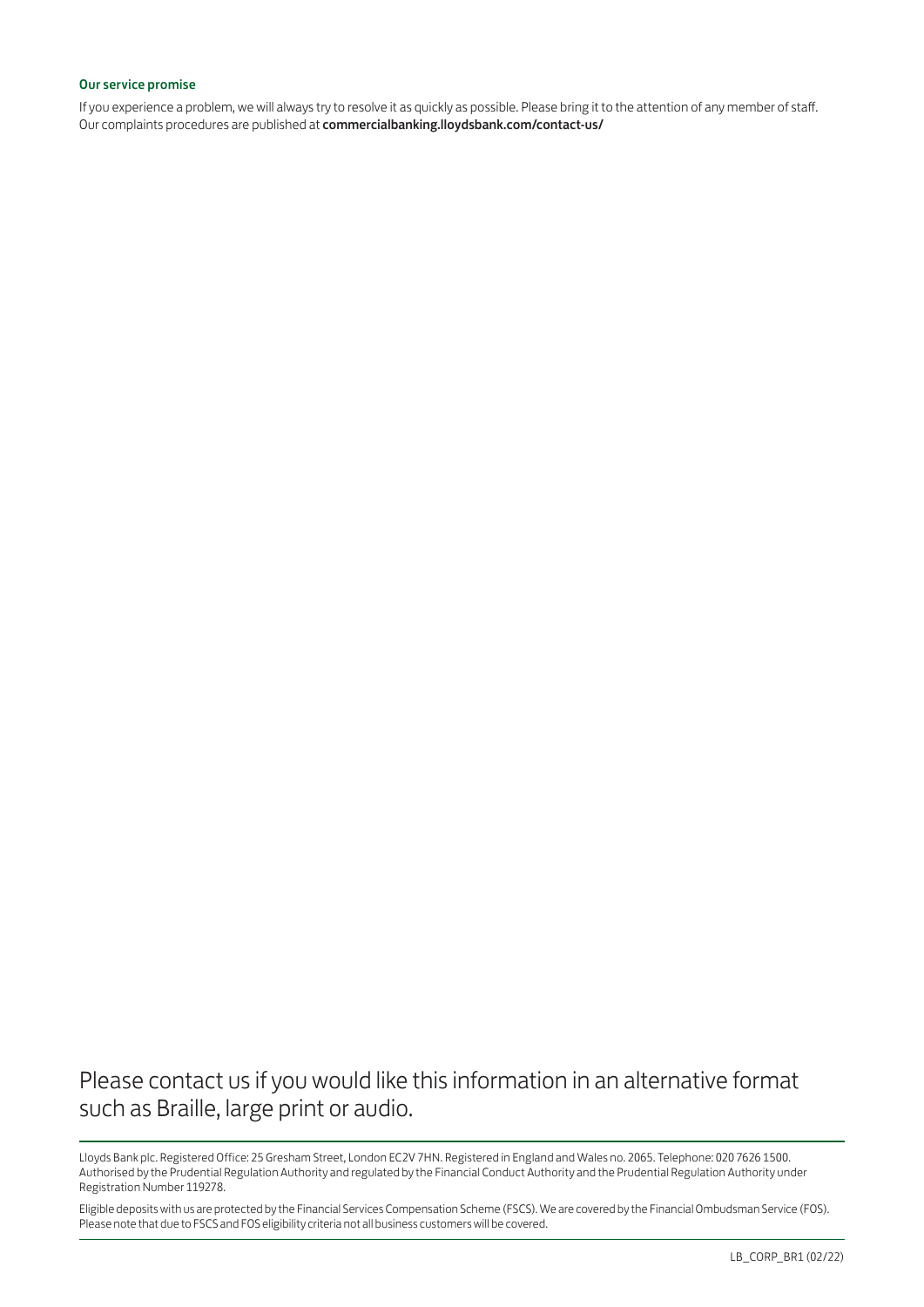### Our service promise

If you experience a problem, we will always try to resolve it as quickly as possible. Please bring it to the attention of any member of staff. Our complaints procedures are published at **commercialbanking.lloydsbank.com/contact-us/**

Please contact us if you would like this information in an alternative format such as Braille, large print or audio.

Lloyds Bank plc. Registered Office: 25 Gresham Street, London EC2V 7HN. Registered in England and Wales no. 2065. Telephone: 020 7626 1500. Authorised by the Prudential Regulation Authority and regulated by the Financial Conduct Authority and the Prudential Regulation Authority under Registration Number 119278.

Eligible deposits with us are protected by the Financial Services Compensation Scheme (FSCS). We are covered by the Financial Ombudsman Service (FOS). Please note that due to FSCS and FOS eligibility criteria not all business customers will be covered.

LB_CORP_BR1 (02/22)